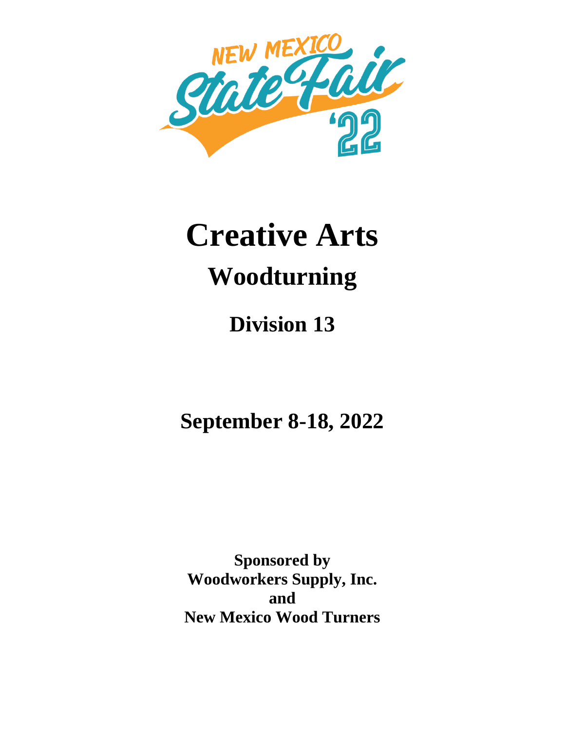NEW MEXICO State Fair '22

# Creative Arts

## Woodturning

## Division 13

## September 8-18, 2022

**Sponsored by**
**Woodworkers Supply, Inc.**
**and**
**New Mexico Wood Turners**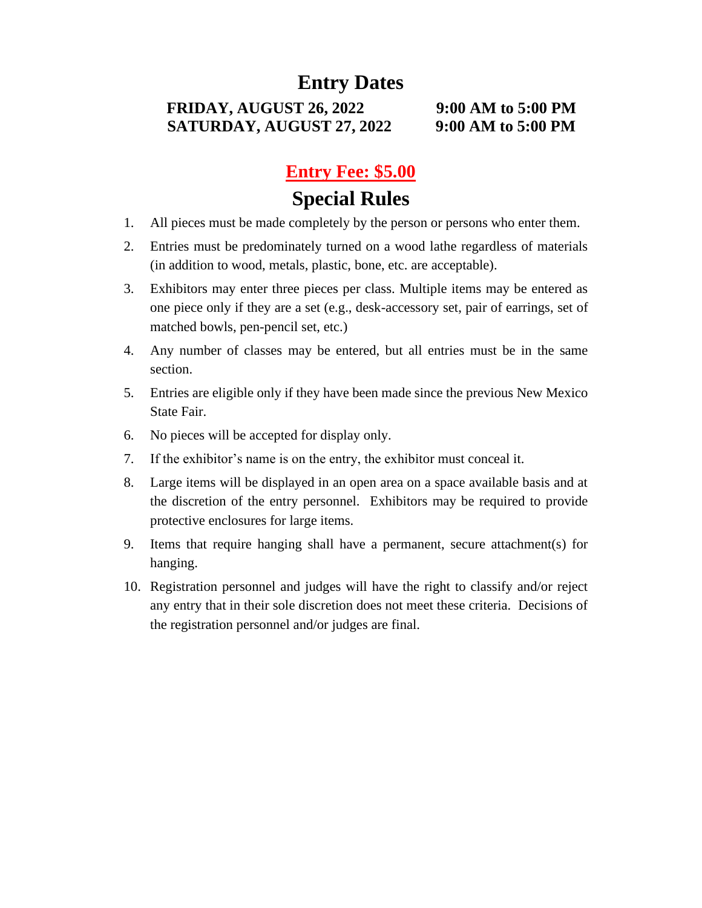# Entry Dates

**FRIDAY, AUGUST 26, 2022 — 9:00 AM to 5:00 PM**
**SATURDAY, AUGUST 27, 2022 — 9:00 AM to 5:00 PM**

## Entry Fee: $5.00

# Special Rules

1. All pieces must be made completely by the person or persons who enter them.
2. Entries must be predominately turned on a wood lathe regardless of materials (in addition to wood, metals, plastic, bone, etc. are acceptable).
3. Exhibitors may enter three pieces per class. Multiple items may be entered as one piece only if they are a set (e.g., desk-accessory set, pair of earrings, set of matched bowls, pen-pencil set, etc.)
4. Any number of classes may be entered, but all entries must be in the same section.
5. Entries are eligible only if they have been made since the previous New Mexico State Fair.
6. No pieces will be accepted for display only.
7. If the exhibitor's name is on the entry, the exhibitor must conceal it.
8. Large items will be displayed in an open area on a space available basis and at the discretion of the entry personnel. Exhibitors may be required to provide protective enclosures for large items.
9. Items that require hanging shall have a permanent, secure attachment(s) for hanging.
10. Registration personnel and judges will have the right to classify and/or reject any entry that in their sole discretion does not meet these criteria. Decisions of the registration personnel and/or judges are final.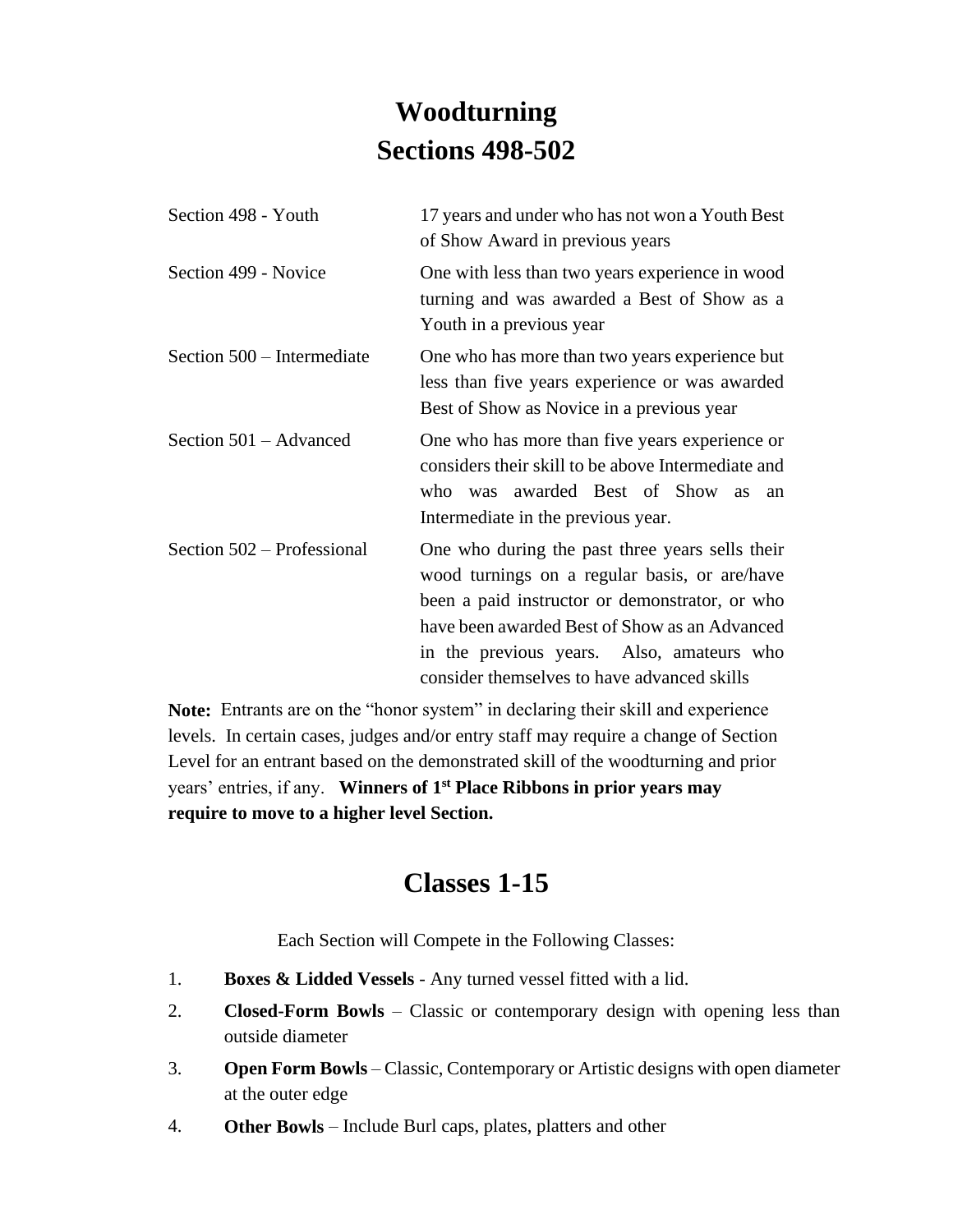# Woodturning
# Sections 498-502

| | |
|---|---|
| Section 498 - Youth | 17 years and under who has not won a Youth Best of Show Award in previous years |
| Section 499 - Novice | One with less than two years experience in wood turning and was awarded a Best of Show as a Youth in a previous year |
| Section 500 – Intermediate | One who has more than two years experience but less than five years experience or was awarded Best of Show as Novice in a previous year |
| Section 501 – Advanced | One who has more than five years experience or considers their skill to be above Intermediate and who was awarded Best of Show as an Intermediate in the previous year. |
| Section 502 – Professional | One who during the past three years sells their wood turnings on a regular basis, or are/have been a paid instructor or demonstrator, or who have been awarded Best of Show as an Advanced in the previous years. Also, amateurs who consider themselves to have advanced skills |

**Note:** Entrants are on the "honor system" in declaring their skill and experience levels. In certain cases, judges and/or entry staff may require a change of Section Level for an entrant based on the demonstrated skill of the woodturning and prior years' entries, if any. **Winners of 1st Place Ribbons in prior years may require to move to a higher level Section.**

# Classes 1-15

Each Section will Compete in the Following Classes:

1. **Boxes & Lidded Vessels** - Any turned vessel fitted with a lid.
2. **Closed-Form Bowls** – Classic or contemporary design with opening less than outside diameter
3. **Open Form Bowls** – Classic, Contemporary or Artistic designs with open diameter at the outer edge
4. **Other Bowls** – Include Burl caps, plates, platters and other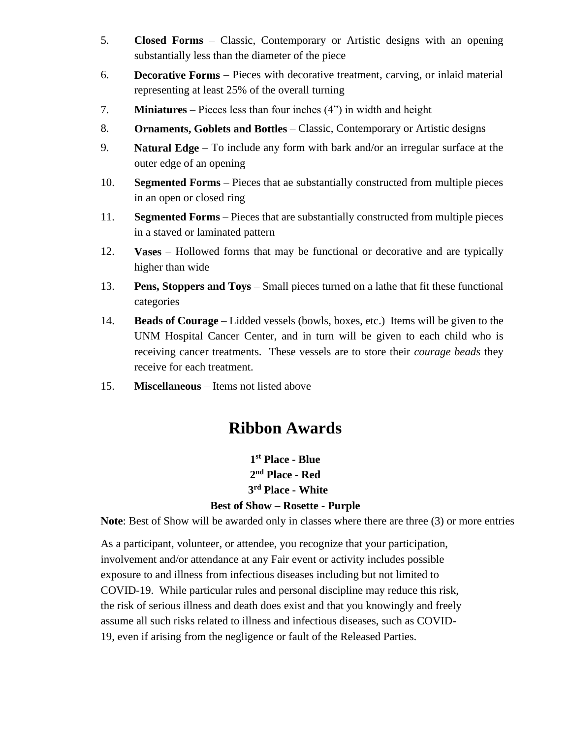5. **Closed Forms** – Classic, Contemporary or Artistic designs with an opening substantially less than the diameter of the piece
6. **Decorative Forms** – Pieces with decorative treatment, carving, or inlaid material representing at least 25% of the overall turning
7. **Miniatures** – Pieces less than four inches (4”) in width and height
8. **Ornaments, Goblets and Bottles** – Classic, Contemporary or Artistic designs
9. **Natural Edge** – To include any form with bark and/or an irregular surface at the outer edge of an opening
10. **Segmented Forms** – Pieces that ae substantially constructed from multiple pieces in an open or closed ring
11. **Segmented Forms** – Pieces that are substantially constructed from multiple pieces in a staved or laminated pattern
12. **Vases** – Hollowed forms that may be functional or decorative and are typically higher than wide
13. **Pens, Stoppers and Toys** – Small pieces turned on a lathe that fit these functional categories
14. **Beads of Courage** – Lidded vessels (bowls, boxes, etc.) Items will be given to the UNM Hospital Cancer Center, and in turn will be given to each child who is receiving cancer treatments. These vessels are to store their *courage beads* they receive for each treatment.
15. **Miscellaneous** – Items not listed above

# Ribbon Awards

**1st Place - Blue**
**2nd Place - Red**
**3rd Place - White**
**Best of Show – Rosette - Purple**

**Note**: Best of Show will be awarded only in classes where there are three (3) or more entries

As a participant, volunteer, or attendee, you recognize that your participation, involvement and/or attendance at any Fair event or activity includes possible exposure to and illness from infectious diseases including but not limited to COVID-19. While particular rules and personal discipline may reduce this risk, the risk of serious illness and death does exist and that you knowingly and freely assume all such risks related to illness and infectious diseases, such as COVID-19, even if arising from the negligence or fault of the Released Parties.